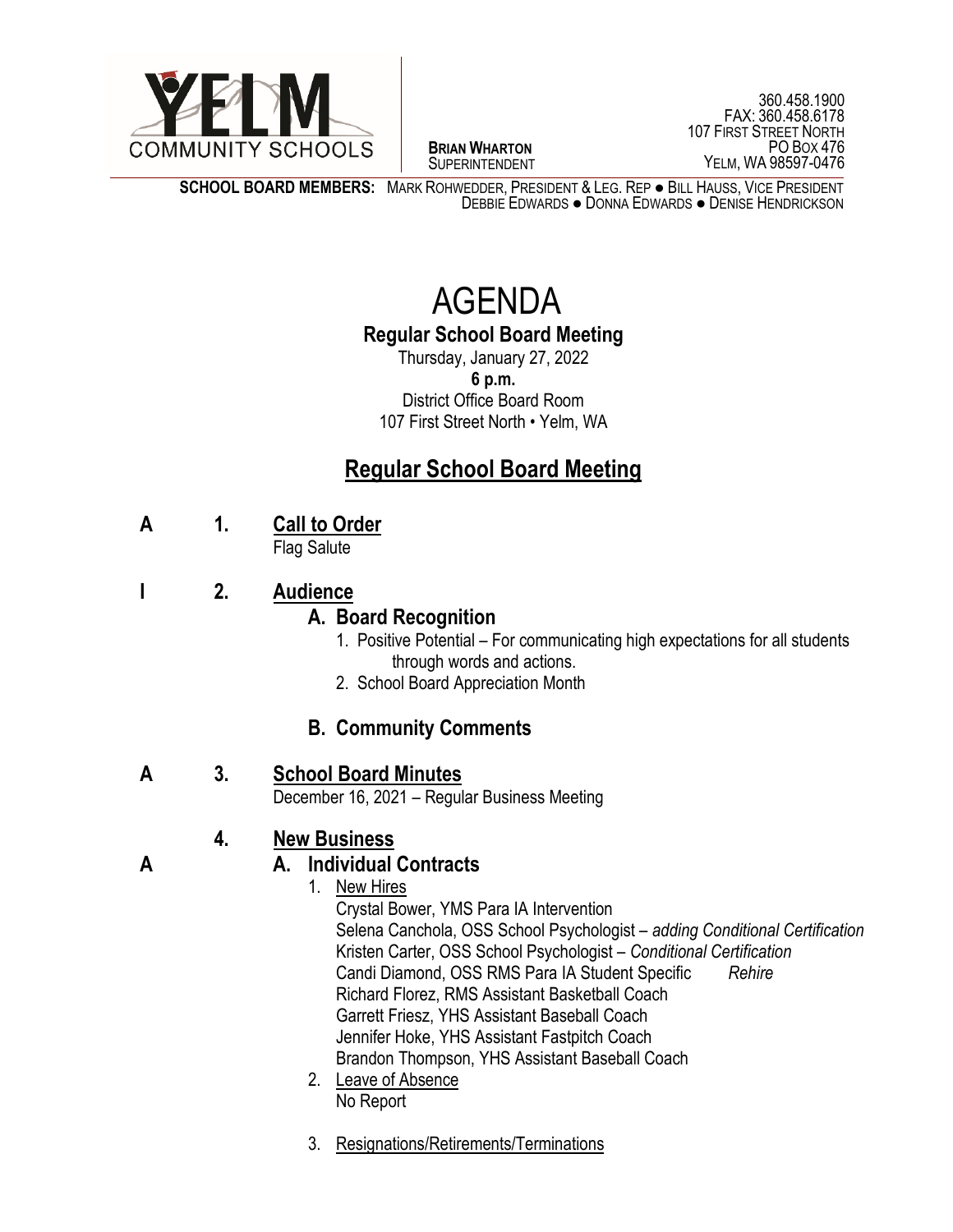YELM COMMUNITY SCHOOLS

**BRIAN WHARTON**
SUPERINTENDENT

360.458.1900
FAX: 360.458.6178
107 FIRST STREET NORTH
PO BOX 476
YELM, WA 98597-0476

**SCHOOL BOARD MEMBERS:** MARK ROHWEDDER, PRESIDENT & LEG. REP ● BILL HAUSS, VICE PRESIDENT
DEBBIE EDWARDS ● DONNA EDWARDS ● DENISE HENDRICKSON

# AGENDA

**Regular School Board Meeting**
Thursday, January 27, 2022
**6 p.m.**
District Office Board Room
107 First Street North • Yelm, WA

## Regular School Board Meeting

**A 1. Call to Order**
Flag Salute

**I 2. Audience**

**A. Board Recognition**

1. Positive Potential – For communicating high expectations for all students through words and actions.
2. School Board Appreciation Month

**B. Community Comments**

**A 3. School Board Minutes**
December 16, 2021 – Regular Business Meeting

**4. New Business**

**A A. Individual Contracts**

1. New Hires
   Crystal Bower, YMS Para IA Intervention
   Selena Canchola, OSS School Psychologist – *adding Conditional Certification*
   Kristen Carter, OSS School Psychologist – *Conditional Certification*
   Candi Diamond, OSS RMS Para IA Student Specific *Rehire*
   Richard Florez, RMS Assistant Basketball Coach
   Garrett Friesz, YHS Assistant Baseball Coach
   Jennifer Hoke, YHS Assistant Fastpitch Coach
   Brandon Thompson, YHS Assistant Baseball Coach
2. Leave of Absence
   No Report
3. Resignations/Retirements/Terminations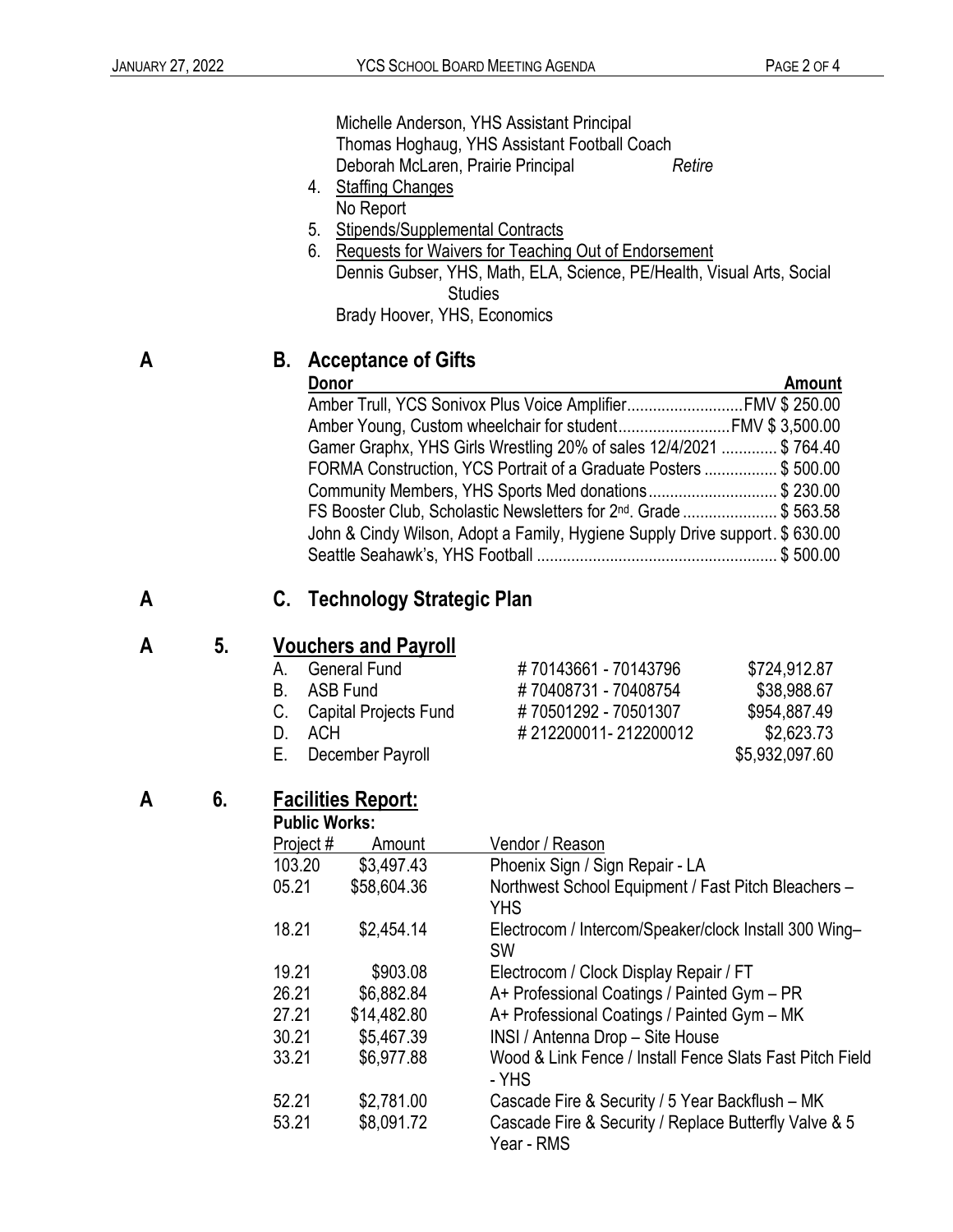Michelle Anderson, YHS Assistant Principal
Thomas Hoghaug, YHS Assistant Football Coach
Deborah McLaren, Prairie Principal *Retire*

4. Staffing Changes
   No Report
5. Stipends/Supplemental Contracts
6. Requests for Waivers for Teaching Out of Endorsement
   Dennis Gubser, YHS, Math, ELA, Science, PE/Health, Visual Arts, Social Studies
   Brady Hoover, YHS, Economics

**A** **B. Acceptance of Gifts**

| Donor | Amount |
|---|---|
| Amber Trull, YCS Sonivox Plus Voice Amplifier | FMV $ 250.00 |
| Amber Young, Custom wheelchair for student | FMV $ 3,500.00 |
| Gamer Graphx, YHS Girls Wrestling 20% of sales 12/4/2021 | $ 764.40 |
| FORMA Construction, YCS Portrait of a Graduate Posters | $ 500.00 |
| Community Members, YHS Sports Med donations | $ 230.00 |
| FS Booster Club, Scholastic Newsletters for 2nd. Grade | $ 563.58 |
| John & Cindy Wilson, Adopt a Family, Hygiene Supply Drive support | $ 630.00 |
| Seattle Seahawk's, YHS Football | $ 500.00 |

**A** **C. Technology Strategic Plan**

**A** **5. Vouchers and Payroll**

| | | | |
|---|---|---|---|
| A. | General Fund | # 70143661 - 70143796 | $724,912.87 |
| B. | ASB Fund | # 70408731 - 70408754 | $38,988.67 |
| C. | Capital Projects Fund | # 70501292 - 70501307 | $954,887.49 |
| D. | ACH | # 212200011- 212200012 | $2,623.73 |
| E. | December Payroll | | $5,932,097.60 |

**A** **6. Facilities Report:**

**Public Works:**

| Project # | Amount | Vendor / Reason |
|---|---|---|
| 103.20 | $3,497.43 | Phoenix Sign / Sign Repair - LA |
| 05.21 | $58,604.36 | Northwest School Equipment / Fast Pitch Bleachers – YHS |
| 18.21 | $2,454.14 | Electrocom / Intercom/Speaker/clock Install 300 Wing– SW |
| 19.21 | $903.08 | Electrocom / Clock Display Repair / FT |
| 26.21 | $6,882.84 | A+ Professional Coatings / Painted Gym – PR |
| 27.21 | $14,482.80 | A+ Professional Coatings / Painted Gym – MK |
| 30.21 | $5,467.39 | INSI / Antenna Drop – Site House |
| 33.21 | $6,977.88 | Wood & Link Fence / Install Fence Slats Fast Pitch Field - YHS |
| 52.21 | $2,781.00 | Cascade Fire & Security / 5 Year Backflush – MK |
| 53.21 | $8,091.72 | Cascade Fire & Security / Replace Butterfly Valve & 5 Year - RMS |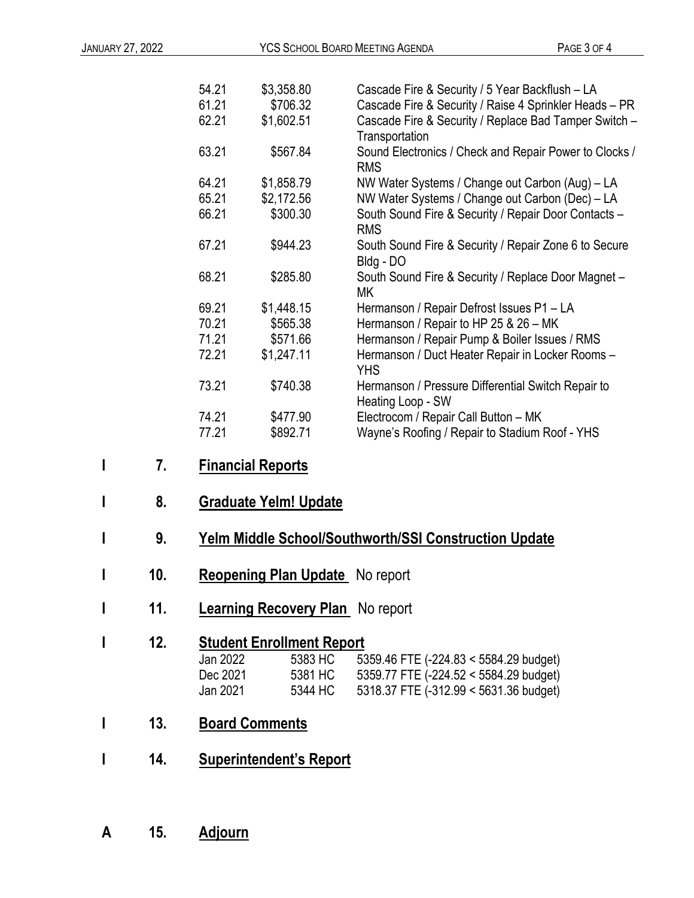| | | |
|---|---|---|
| 54.21 | $3,358.80 | Cascade Fire & Security / 5 Year Backflush – LA |
| 61.21 | $706.32 | Cascade Fire & Security / Raise 4 Sprinkler Heads – PR |
| 62.21 | $1,602.51 | Cascade Fire & Security / Replace Bad Tamper Switch – Transportation |
| 63.21 | $567.84 | Sound Electronics / Check and Repair Power to Clocks / RMS |
| 64.21 | $1,858.79 | NW Water Systems / Change out Carbon (Aug) – LA |
| 65.21 | $2,172.56 | NW Water Systems / Change out Carbon (Dec) – LA |
| 66.21 | $300.30 | South Sound Fire & Security / Repair Door Contacts – RMS |
| 67.21 | $944.23 | South Sound Fire & Security / Repair Zone 6 to Secure Bldg - DO |
| 68.21 | $285.80 | South Sound Fire & Security / Replace Door Magnet – MK |
| 69.21 | $1,448.15 | Hermanson / Repair Defrost Issues P1 – LA |
| 70.21 | $565.38 | Hermanson / Repair to HP 25 & 26 – MK |
| 71.21 | $571.66 | Hermanson / Repair Pump & Boiler Issues / RMS |
| 72.21 | $1,247.11 | Hermanson / Duct Heater Repair in Locker Rooms – YHS |
| 73.21 | $740.38 | Hermanson / Pressure Differential Switch Repair to Heating Loop - SW |
| 74.21 | $477.90 | Electrocom / Repair Call Button – MK |
| 77.21 | $892.71 | Wayne's Roofing / Repair to Stadium Roof - YHS |

I 7. **Financial Reports**

I 8. **Graduate Yelm! Update**

I 9. **Yelm Middle School/Southworth/SSI Construction Update**

I 10. **Reopening Plan Update** No report

I 11. **Learning Recovery Plan** No report

I 12. **Student Enrollment Report**

| | | |
|---|---|---|
| Jan 2022 | 5383 HC | 5359.46 FTE (-224.83 < 5584.29 budget) |
| Dec 2021 | 5381 HC | 5359.77 FTE (-224.52 < 5584.29 budget) |
| Jan 2021 | 5344 HC | 5318.37 FTE (-312.99 < 5631.36 budget) |

I 13. **Board Comments**

I 14. **Superintendent's Report**

A 15. **Adjourn**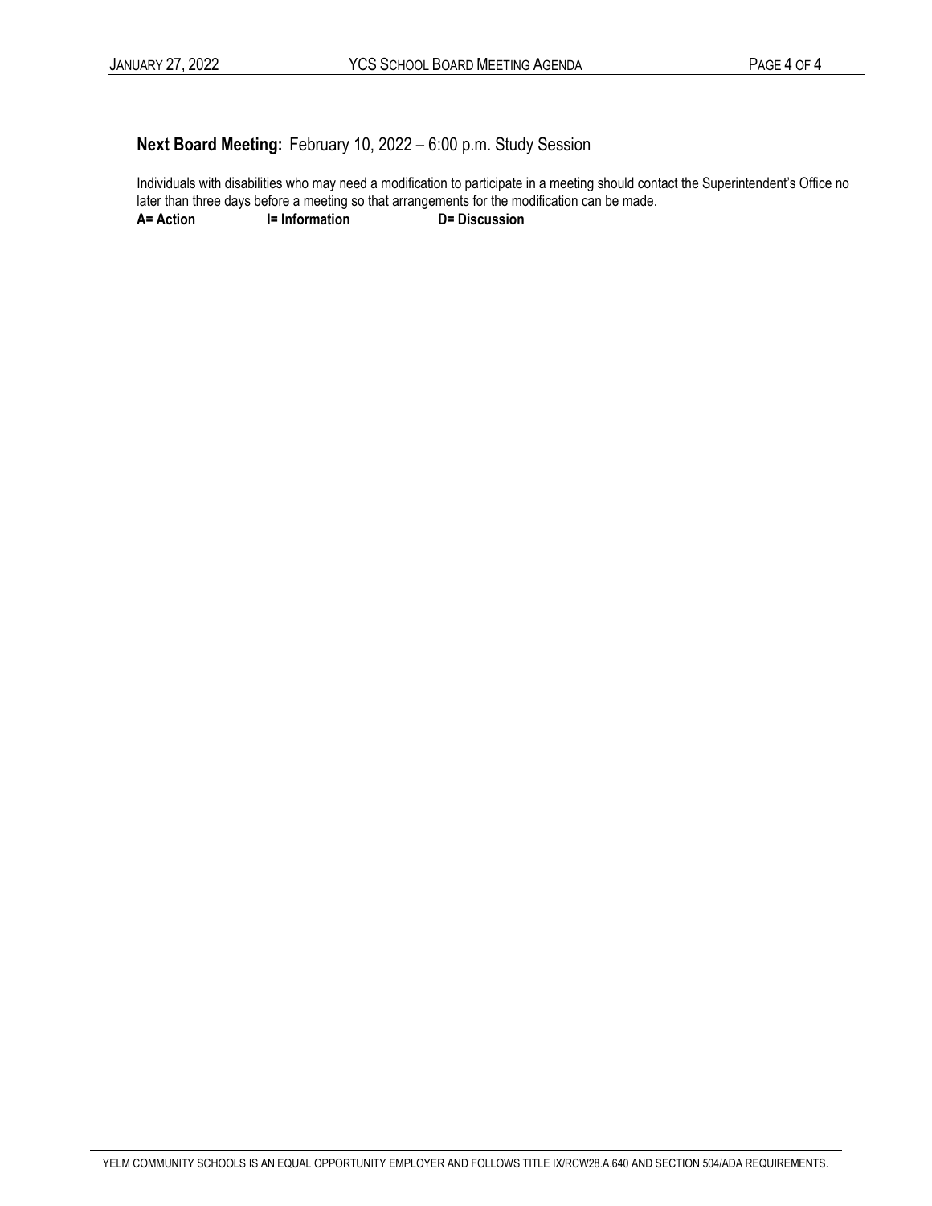**Next Board Meeting:** February 10, 2022 – 6:00 p.m. Study Session

Individuals with disabilities who may need a modification to participate in a meeting should contact the Superintendent's Office no later than three days before a meeting so that arrangements for the modification can be made.

**A= Action** **I= Information** **D= Discussion**

YELM COMMUNITY SCHOOLS IS AN EQUAL OPPORTUNITY EMPLOYER AND FOLLOWS TITLE IX/RCW28.A.640 AND SECTION 504/ADA REQUIREMENTS.